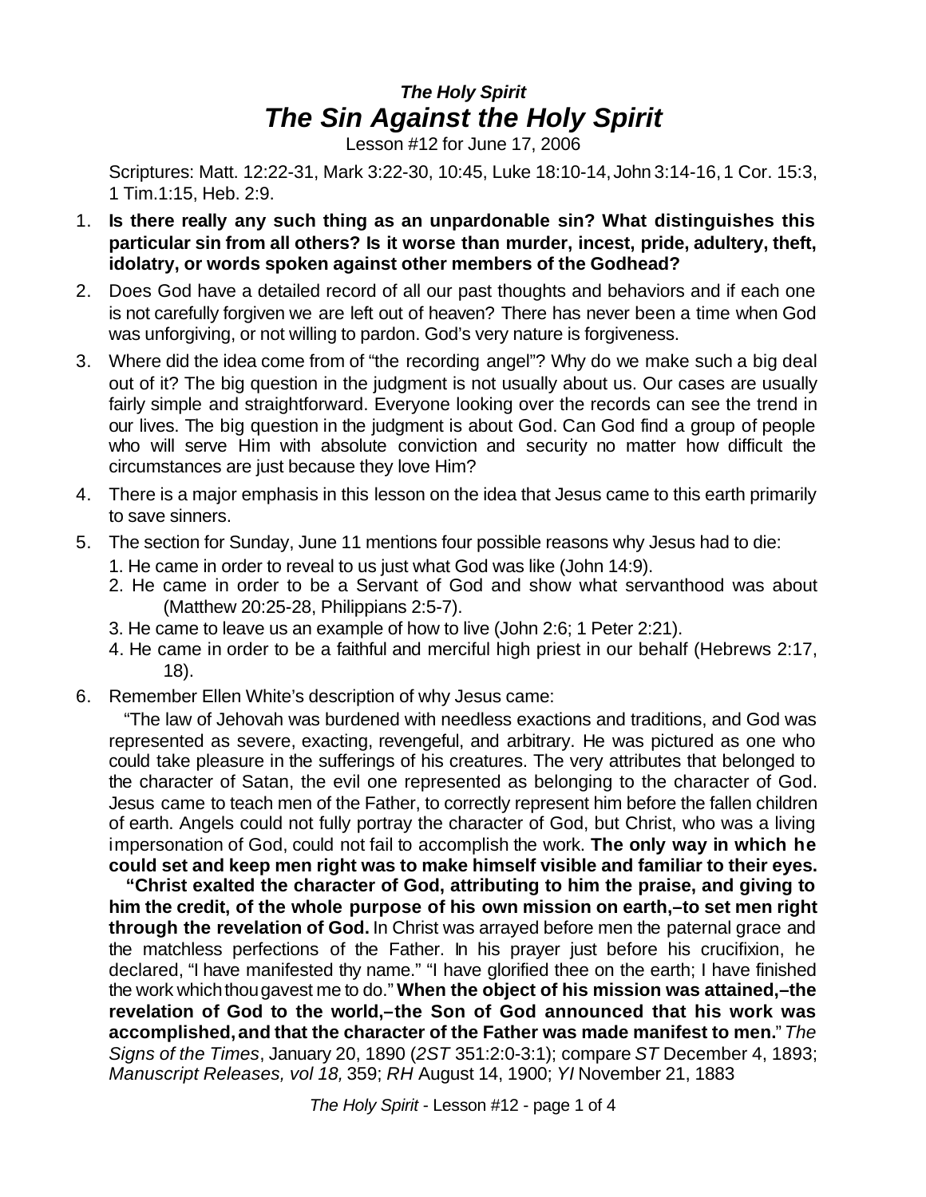# *The Holy Spirit*
# *The Sin Against the Holy Spirit*

Lesson #12 for June 17, 2006

Scriptures: Matt. 12:22-31, Mark 3:22-30, 10:45, Luke 18:10-14, John 3:14-16, 1 Cor. 15:3, 1 Tim.1:15, Heb. 2:9.

1. **Is there really any such thing as an unpardonable sin? What distinguishes this particular sin from all others? Is it worse than murder, incest, pride, adultery, theft, idolatry, or words spoken against other members of the Godhead?**
2. Does God have a detailed record of all our past thoughts and behaviors and if each one is not carefully forgiven we are left out of heaven? There has never been a time when God was unforgiving, or not willing to pardon. God's very nature is forgiveness.
3. Where did the idea come from of "the recording angel"? Why do we make such a big deal out of it? The big question in the judgment is not usually about us. Our cases are usually fairly simple and straightforward. Everyone looking over the records can see the trend in our lives. The big question in the judgment is about God. Can God find a group of people who will serve Him with absolute conviction and security no matter how difficult the circumstances are just because they love Him?
4. There is a major emphasis in this lesson on the idea that Jesus came to this earth primarily to save sinners.
5. The section for Sunday, June 11 mentions four possible reasons why Jesus had to die:
   1. He came in order to reveal to us just what God was like (John 14:9).
   2. He came in order to be a Servant of God and show what servanthood was about (Matthew 20:25-28, Philippians 2:5-7).
   3. He came to leave us an example of how to live (John 2:6; 1 Peter 2:21).
   4. He came in order to be a faithful and merciful high priest in our behalf (Hebrews 2:17, 18).
6. Remember Ellen White's description of why Jesus came:

   "The law of Jehovah was burdened with needless exactions and traditions, and God was represented as severe, exacting, revengeful, and arbitrary. He was pictured as one who could take pleasure in the sufferings of his creatures. The very attributes that belonged to the character of Satan, the evil one represented as belonging to the character of God. Jesus came to teach men of the Father, to correctly represent him before the fallen children of earth. Angels could not fully portray the character of God, but Christ, who was a living impersonation of God, could not fail to accomplish the work. **The only way in which he could set and keep men right was to make himself visible and familiar to their eyes.**

   **"Christ exalted the character of God, attributing to him the praise, and giving to him the credit, of the whole purpose of his own mission on earth,–to set men right through the revelation of God.** In Christ was arrayed before men the paternal grace and the matchless perfections of the Father. In his prayer just before his crucifixion, he declared, "I have manifested thy name." "I have glorified thee on the earth; I have finished the work which thou gavest me to do." **When the object of his mission was attained,–the revelation of God to the world,–the Son of God announced that his work was accomplished, and that the character of the Father was made manifest to men.**" *The Signs of the Times*, January 20, 1890 (*2ST* 351:2:0-3:1); compare *ST* December 4, 1893; *Manuscript Releases, vol 18,* 359; *RH* August 14, 1900; *YI* November 21, 1883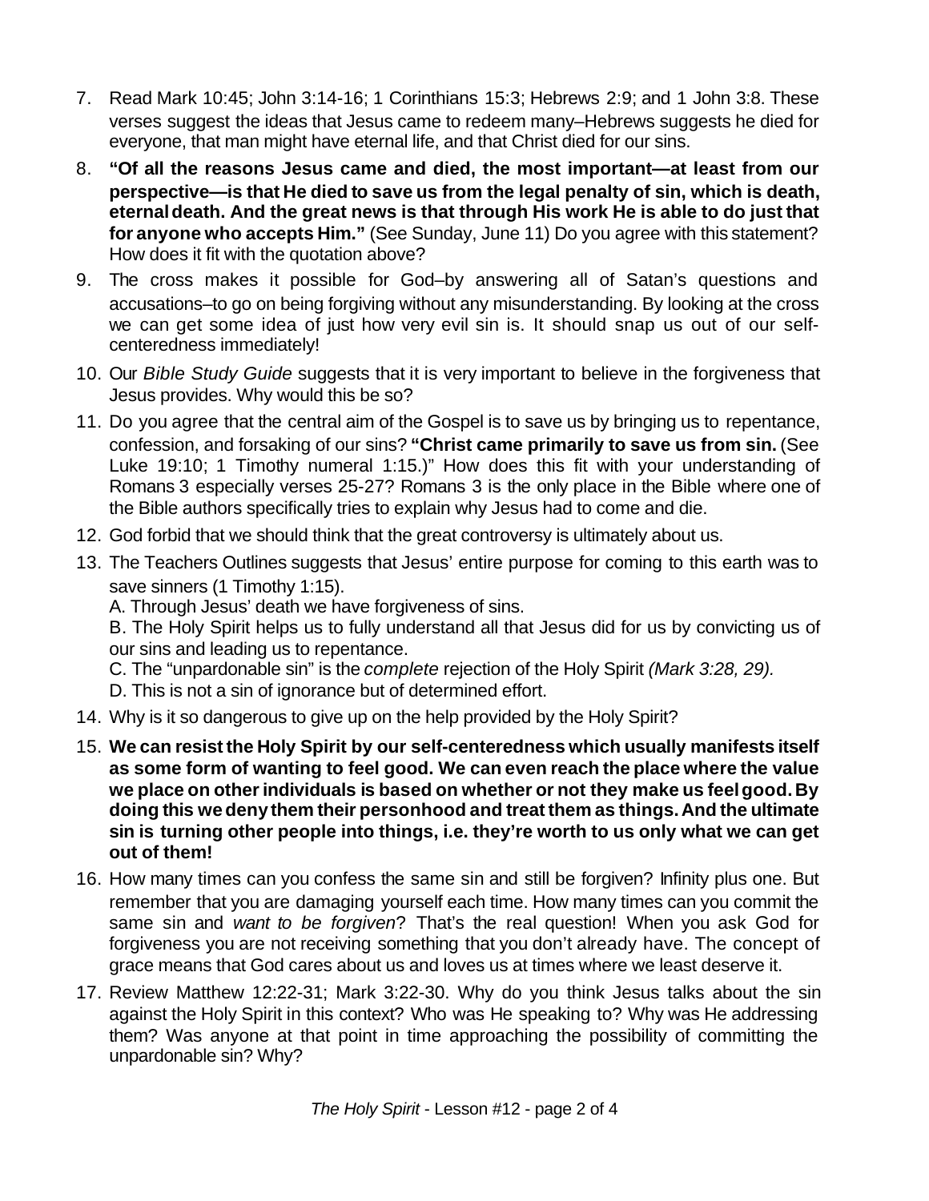7. Read Mark 10:45; John 3:14-16; 1 Corinthians 15:3; Hebrews 2:9; and 1 John 3:8. These verses suggest the ideas that Jesus came to redeem many–Hebrews suggests he died for everyone, that man might have eternal life, and that Christ died for our sins.
8. **"Of all the reasons Jesus came and died, the most important—at least from our perspective—is that He died to save us from the legal penalty of sin, which is death, eternal death. And the great news is that through His work He is able to do just that for anyone who accepts Him."** (See Sunday, June 11) Do you agree with this statement? How does it fit with the quotation above?
9. The cross makes it possible for God–by answering all of Satan's questions and accusations–to go on being forgiving without any misunderstanding. By looking at the cross we can get some idea of just how very evil sin is. It should snap us out of our self-centeredness immediately!
10. Our *Bible Study Guide* suggests that it is very important to believe in the forgiveness that Jesus provides. Why would this be so?
11. Do you agree that the central aim of the Gospel is to save us by bringing us to repentance, confession, and forsaking of our sins? **"Christ came primarily to save us from sin.** (See Luke 19:10; 1 Timothy numeral 1:15.)" How does this fit with your understanding of Romans 3 especially verses 25-27? Romans 3 is the only place in the Bible where one of the Bible authors specifically tries to explain why Jesus had to come and die.
12. God forbid that we should think that the great controversy is ultimately about us.
13. The Teachers Outlines suggests that Jesus' entire purpose for coming to this earth was to save sinners (1 Timothy 1:15).
    A. Through Jesus' death we have forgiveness of sins.
    B. The Holy Spirit helps us to fully understand all that Jesus did for us by convicting us of our sins and leading us to repentance.
    C. The "unpardonable sin" is the *complete* rejection of the Holy Spirit *(Mark 3:28, 29).*
    D. This is not a sin of ignorance but of determined effort.
14. Why is it so dangerous to give up on the help provided by the Holy Spirit?
15. **We can resist the Holy Spirit by our self-centeredness which usually manifests itself as some form of wanting to feel good. We can even reach the place where the value we place on other individuals is based on whether or not they make us feel good. By doing this we deny them their personhood and treat them as things. And the ultimate sin is turning other people into things, i.e. they're worth to us only what we can get out of them!**
16. How many times can you confess the same sin and still be forgiven? Infinity plus one. But remember that you are damaging yourself each time. How many times can you commit the same sin and *want to be forgiven*? That's the real question! When you ask God for forgiveness you are not receiving something that you don't already have. The concept of grace means that God cares about us and loves us at times where we least deserve it.
17. Review Matthew 12:22-31; Mark 3:22-30. Why do you think Jesus talks about the sin against the Holy Spirit in this context? Who was He speaking to? Why was He addressing them? Was anyone at that point in time approaching the possibility of committing the unpardonable sin? Why?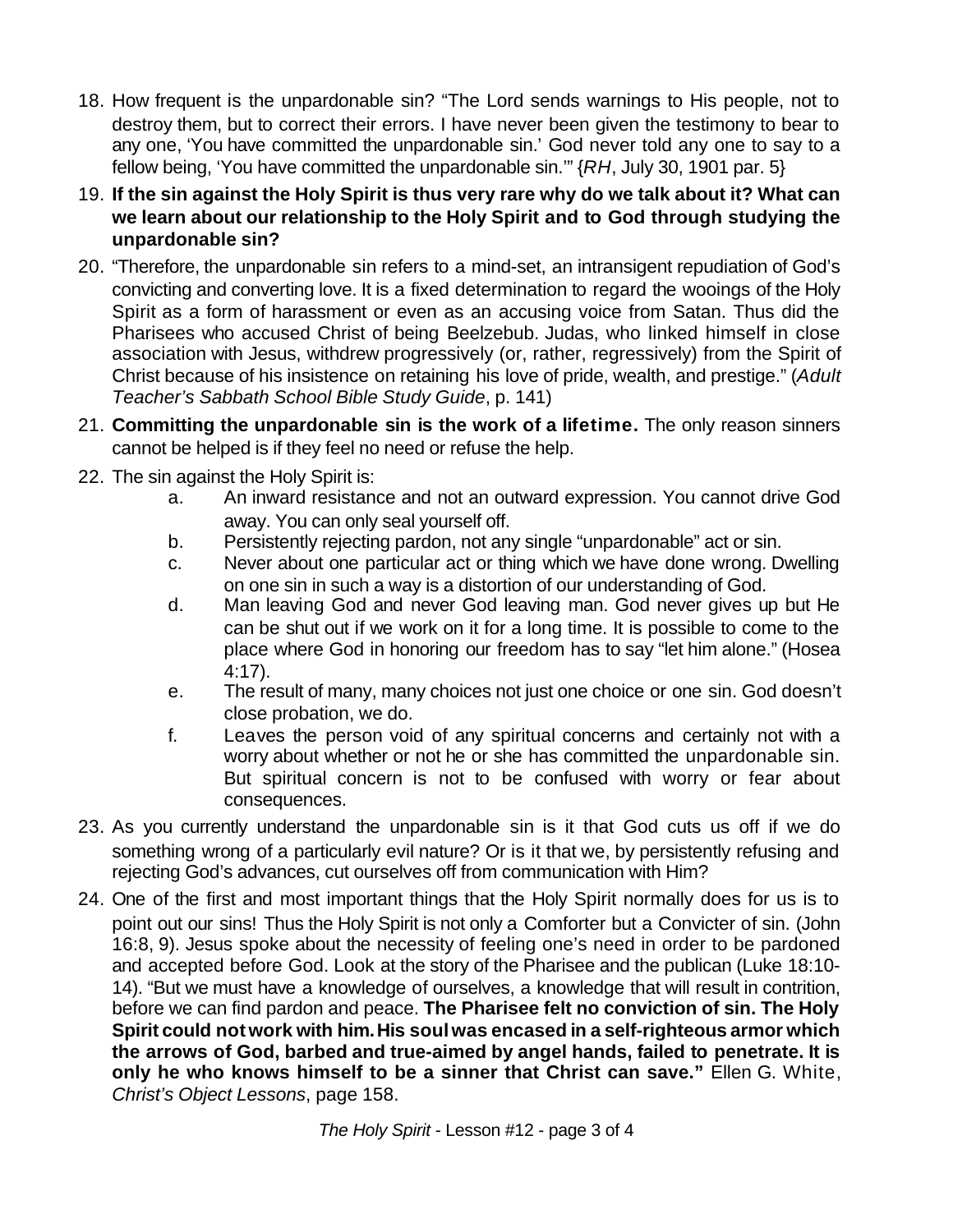18. How frequent is the unpardonable sin? “The Lord sends warnings to His people, not to destroy them, but to correct their errors. I have never been given the testimony to bear to any one, ‘You have committed the unpardonable sin.’ God never told any one to say to a fellow being, ‘You have committed the unpardonable sin.’” {*RH*, July 30, 1901 par. 5}

19. **If the sin against the Holy Spirit is thus very rare why do we talk about it? What can we learn about our relationship to the Holy Spirit and to God through studying the unpardonable sin?**

20. “Therefore, the unpardonable sin refers to a mind-set, an intransigent repudiation of God’s convicting and converting love. It is a fixed determination to regard the wooings of the Holy Spirit as a form of harassment or even as an accusing voice from Satan. Thus did the Pharisees who accused Christ of being Beelzebub. Judas, who linked himself in close association with Jesus, withdrew progressively (or, rather, regressively) from the Spirit of Christ because of his insistence on retaining his love of pride, wealth, and prestige.” (*Adult Teacher’s Sabbath School Bible Study Guide*, p. 141)

21. **Committing the unpardonable sin is the work of a lifetime.** The only reason sinners cannot be helped is if they feel no need or refuse the help.

22. The sin against the Holy Spirit is:
    a. An inward resistance and not an outward expression. You cannot drive God away. You can only seal yourself off.
    b. Persistently rejecting pardon, not any single “unpardonable” act or sin.
    c. Never about one particular act or thing which we have done wrong. Dwelling on one sin in such a way is a distortion of our understanding of God.
    d. Man leaving God and never God leaving man. God never gives up but He can be shut out if we work on it for a long time. It is possible to come to the place where God in honoring our freedom has to say “let him alone.” (Hosea 4:17).
    e. The result of many, many choices not just one choice or one sin. God doesn’t close probation, we do.
    f. Leaves the person void of any spiritual concerns and certainly not with a worry about whether or not he or she has committed the unpardonable sin. But spiritual concern is not to be confused with worry or fear about consequences.

23. As you currently understand the unpardonable sin is it that God cuts us off if we do something wrong of a particularly evil nature? Or is it that we, by persistently refusing and rejecting God’s advances, cut ourselves off from communication with Him?

24. One of the first and most important things that the Holy Spirit normally does for us is to point out our sins! Thus the Holy Spirit is not only a Comforter but a Convicter of sin. (John 16:8, 9). Jesus spoke about the necessity of feeling one’s need in order to be pardoned and accepted before God. Look at the story of the Pharisee and the publican (Luke 18:10-14). “But we must have a knowledge of ourselves, a knowledge that will result in contrition, before we can find pardon and peace. **The Pharisee felt no conviction of sin. The Holy Spirit could not work with him. His soul was encased in a self-righteous armor which the arrows of God, barbed and true-aimed by angel hands, failed to penetrate. It is only he who knows himself to be a sinner that Christ can save.”** Ellen G. White, *Christ’s Object Lessons*, page 158.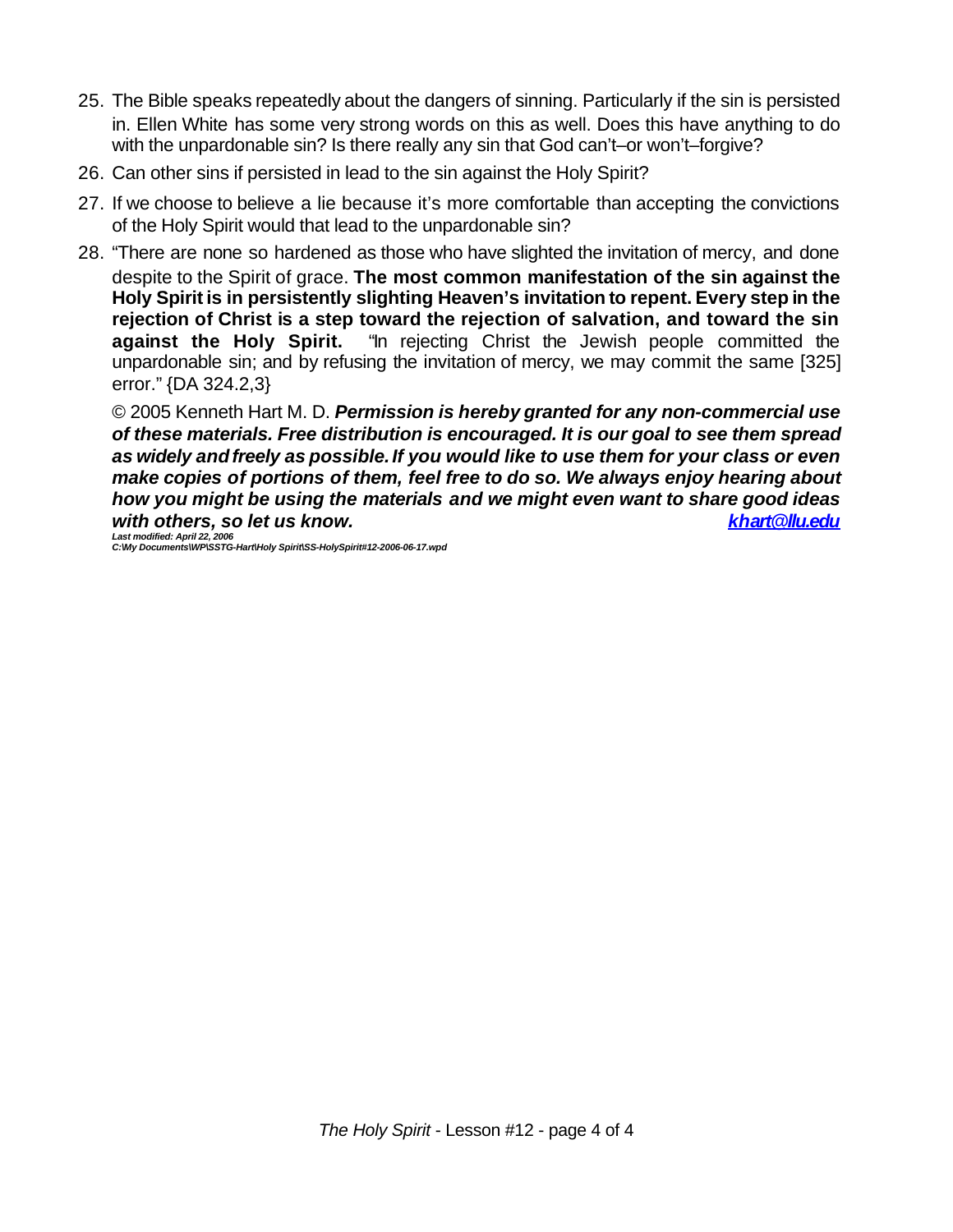25. The Bible speaks repeatedly about the dangers of sinning. Particularly if the sin is persisted in. Ellen White has some very strong words on this as well. Does this have anything to do with the unpardonable sin? Is there really any sin that God can't–or won't–forgive?

26. Can other sins if persisted in lead to the sin against the Holy Spirit?

27. If we choose to believe a lie because it's more comfortable than accepting the convictions of the Holy Spirit would that lead to the unpardonable sin?

28. "There are none so hardened as those who have slighted the invitation of mercy, and done despite to the Spirit of grace. **The most common manifestation of the sin against the Holy Spirit is in persistently slighting Heaven's invitation to repent. Every step in the rejection of Christ is a step toward the rejection of salvation, and toward the sin against the Holy Spirit.** "In rejecting Christ the Jewish people committed the unpardonable sin; and by refusing the invitation of mercy, we may commit the same [325] error." {DA 324.2,3}

© 2005 Kenneth Hart M. D. ***Permission is hereby granted for any non-commercial use of these materials. Free distribution is encouraged. It is our goal to see them spread as widely and freely as possible. If you would like to use them for your class or even make copies of portions of them, feel free to do so. We always enjoy hearing about how you might be using the materials and we might even want to share good ideas with others, so let us know.*** ***khart@llu.edu***

***Last modified: April 22, 2006***
***C:\My Documents\WP\SSTG-Hart\Holy Spirit\SS-HolySpirit#12-2006-06-17.wpd***